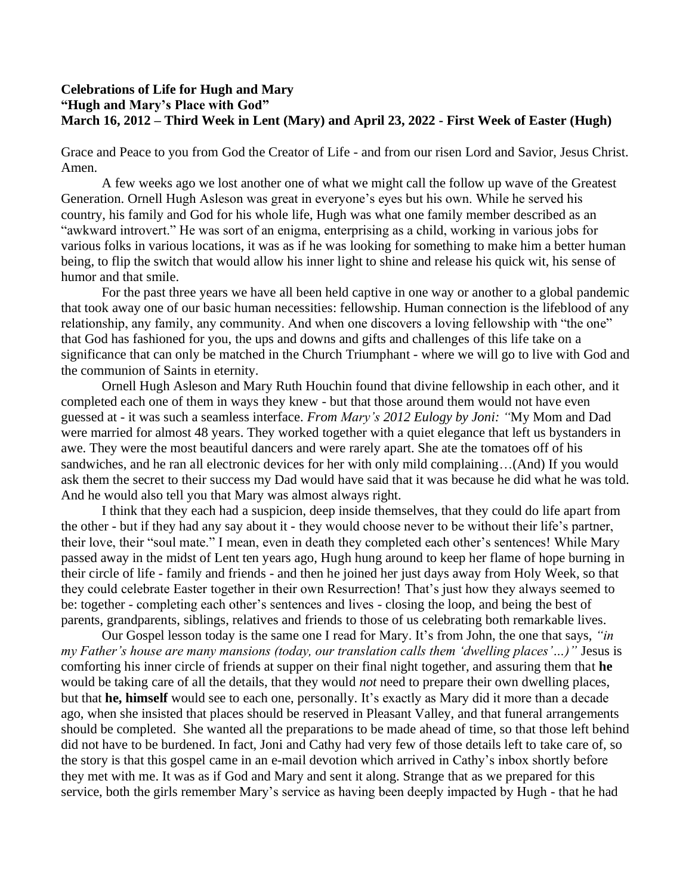**Celebrations of Life for Hugh and Mary**
**"Hugh and Mary's Place with God"**
**March 16, 2012 – Third Week in Lent (Mary) and April 23, 2022 - First Week of Easter (Hugh)**

Grace and Peace to you from God the Creator of Life - and from our risen Lord and Savior, Jesus Christ. Amen.

A few weeks ago we lost another one of what we might call the follow up wave of the Greatest Generation. Ornell Hugh Asleson was great in everyone's eyes but his own. While he served his country, his family and God for his whole life, Hugh was what one family member described as an "awkward introvert." He was sort of an enigma, enterprising as a child, working in various jobs for various folks in various locations, it was as if he was looking for something to make him a better human being, to flip the switch that would allow his inner light to shine and release his quick wit, his sense of humor and that smile.

For the past three years we have all been held captive in one way or another to a global pandemic that took away one of our basic human necessities: fellowship. Human connection is the lifeblood of any relationship, any family, any community. And when one discovers a loving fellowship with "the one" that God has fashioned for you, the ups and downs and gifts and challenges of this life take on a significance that can only be matched in the Church Triumphant - where we will go to live with God and the communion of Saints in eternity.

Ornell Hugh Asleson and Mary Ruth Houchin found that divine fellowship in each other, and it completed each one of them in ways they knew - but that those around them would not have even guessed at - it was such a seamless interface. *From Mary's 2012 Eulogy by Joni: "*My Mom and Dad were married for almost 48 years. They worked together with a quiet elegance that left us bystanders in awe. They were the most beautiful dancers and were rarely apart. She ate the tomatoes off of his sandwiches, and he ran all electronic devices for her with only mild complaining…(And) If you would ask them the secret to their success my Dad would have said that it was because he did what he was told. And he would also tell you that Mary was almost always right.

I think that they each had a suspicion, deep inside themselves, that they could do life apart from the other - but if they had any say about it - they would choose never to be without their life's partner, their love, their "soul mate." I mean, even in death they completed each other's sentences! While Mary passed away in the midst of Lent ten years ago, Hugh hung around to keep her flame of hope burning in their circle of life - family and friends - and then he joined her just days away from Holy Week, so that they could celebrate Easter together in their own Resurrection! That's just how they always seemed to be: together - completing each other's sentences and lives - closing the loop, and being the best of parents, grandparents, siblings, relatives and friends to those of us celebrating both remarkable lives.

Our Gospel lesson today is the same one I read for Mary. It's from John, the one that says, *"in my Father's house are many mansions (today, our translation calls them 'dwelling places'…)"* Jesus is comforting his inner circle of friends at supper on their final night together, and assuring them that **he** would be taking care of all the details, that they would *not* need to prepare their own dwelling places, but that **he, himself** would see to each one, personally. It's exactly as Mary did it more than a decade ago, when she insisted that places should be reserved in Pleasant Valley, and that funeral arrangements should be completed. She wanted all the preparations to be made ahead of time, so that those left behind did not have to be burdened. In fact, Joni and Cathy had very few of those details left to take care of, so the story is that this gospel came in an e-mail devotion which arrived in Cathy's inbox shortly before they met with me. It was as if God and Mary and sent it along. Strange that as we prepared for this service, both the girls remember Mary's service as having been deeply impacted by Hugh - that he had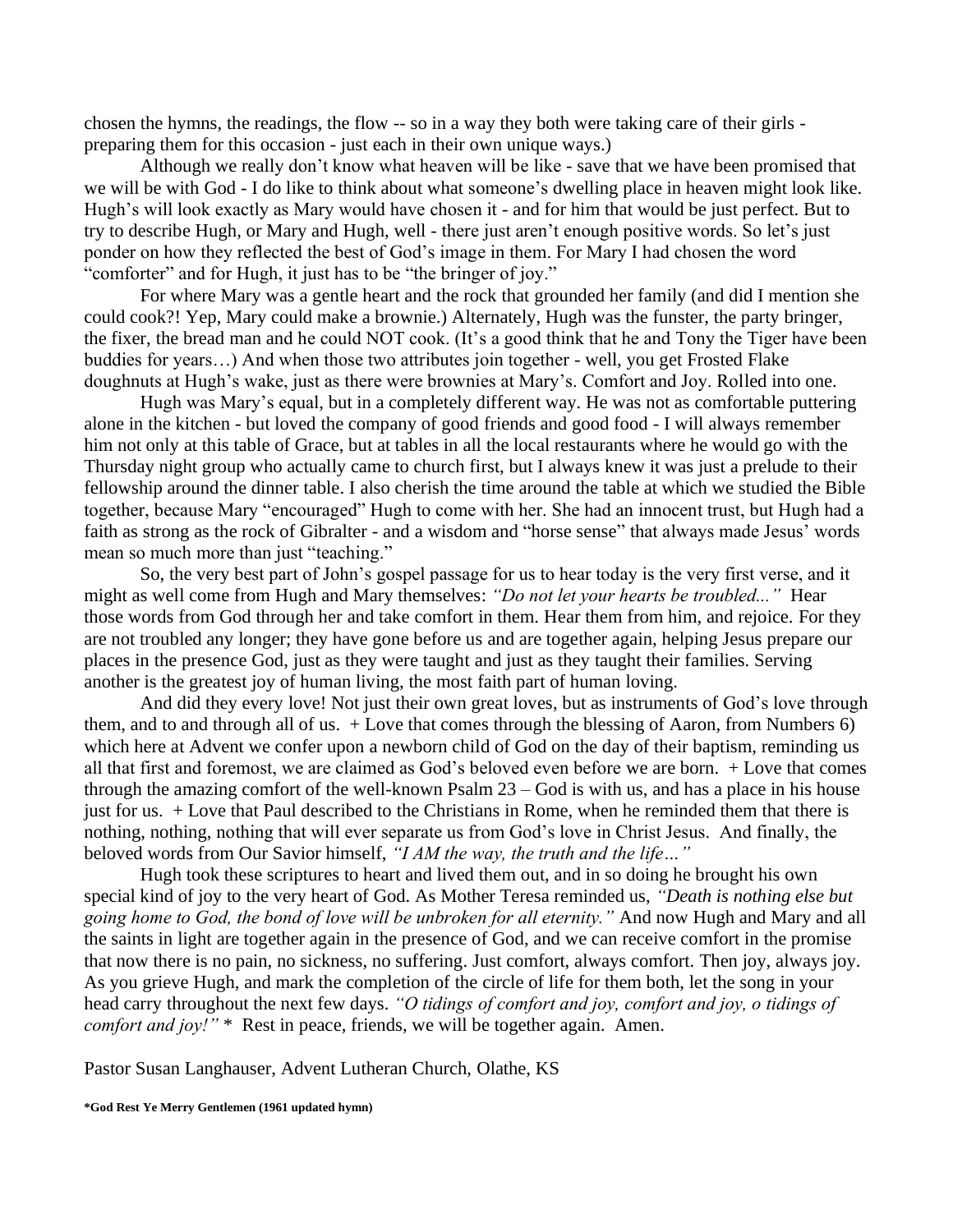chosen the hymns, the readings, the flow -- so in a way they both were taking care of their girls - preparing them for this occasion - just each in their own unique ways.)

Although we really don't know what heaven will be like - save that we have been promised that we will be with God - I do like to think about what someone's dwelling place in heaven might look like. Hugh's will look exactly as Mary would have chosen it - and for him that would be just perfect. But to try to describe Hugh, or Mary and Hugh, well - there just aren't enough positive words. So let's just ponder on how they reflected the best of God's image in them. For Mary I had chosen the word "comforter" and for Hugh, it just has to be "the bringer of joy."

For where Mary was a gentle heart and the rock that grounded her family (and did I mention she could cook?! Yep, Mary could make a brownie.) Alternately, Hugh was the funster, the party bringer, the fixer, the bread man and he could NOT cook. (It's a good think that he and Tony the Tiger have been buddies for years…) And when those two attributes join together - well, you get Frosted Flake doughnuts at Hugh's wake, just as there were brownies at Mary's. Comfort and Joy. Rolled into one.

Hugh was Mary's equal, but in a completely different way. He was not as comfortable puttering alone in the kitchen - but loved the company of good friends and good food - I will always remember him not only at this table of Grace, but at tables in all the local restaurants where he would go with the Thursday night group who actually came to church first, but I always knew it was just a prelude to their fellowship around the dinner table. I also cherish the time around the table at which we studied the Bible together, because Mary "encouraged" Hugh to come with her. She had an innocent trust, but Hugh had a faith as strong as the rock of Gibralter - and a wisdom and "horse sense" that always made Jesus' words mean so much more than just "teaching."

So, the very best part of John's gospel passage for us to hear today is the very first verse, and it might as well come from Hugh and Mary themselves: *"Do not let your hearts be troubled..."* Hear those words from God through her and take comfort in them. Hear them from him, and rejoice. For they are not troubled any longer; they have gone before us and are together again, helping Jesus prepare our places in the presence God, just as they were taught and just as they taught their families. Serving another is the greatest joy of human living, the most faith part of human loving.

And did they every love! Not just their own great loves, but as instruments of God's love through them, and to and through all of us. + Love that comes through the blessing of Aaron, from Numbers 6) which here at Advent we confer upon a newborn child of God on the day of their baptism, reminding us all that first and foremost, we are claimed as God's beloved even before we are born. + Love that comes through the amazing comfort of the well-known Psalm 23 – God is with us, and has a place in his house just for us. + Love that Paul described to the Christians in Rome, when he reminded them that there is nothing, nothing, nothing that will ever separate us from God's love in Christ Jesus. And finally, the beloved words from Our Savior himself, *"I AM the way, the truth and the life…"*

Hugh took these scriptures to heart and lived them out, and in so doing he brought his own special kind of joy to the very heart of God. As Mother Teresa reminded us, *"Death is nothing else but going home to God, the bond of love will be unbroken for all eternity."* And now Hugh and Mary and all the saints in light are together again in the presence of God, and we can receive comfort in the promise that now there is no pain, no sickness, no suffering. Just comfort, always comfort. Then joy, always joy. As you grieve Hugh, and mark the completion of the circle of life for them both, let the song in your head carry throughout the next few days. *"O tidings of comfort and joy, comfort and joy, o tidings of comfort and joy!"* * Rest in peace, friends, we will be together again. Amen.

Pastor Susan Langhauser, Advent Lutheran Church, Olathe, KS

**\*God Rest Ye Merry Gentlemen (1961 updated hymn)**